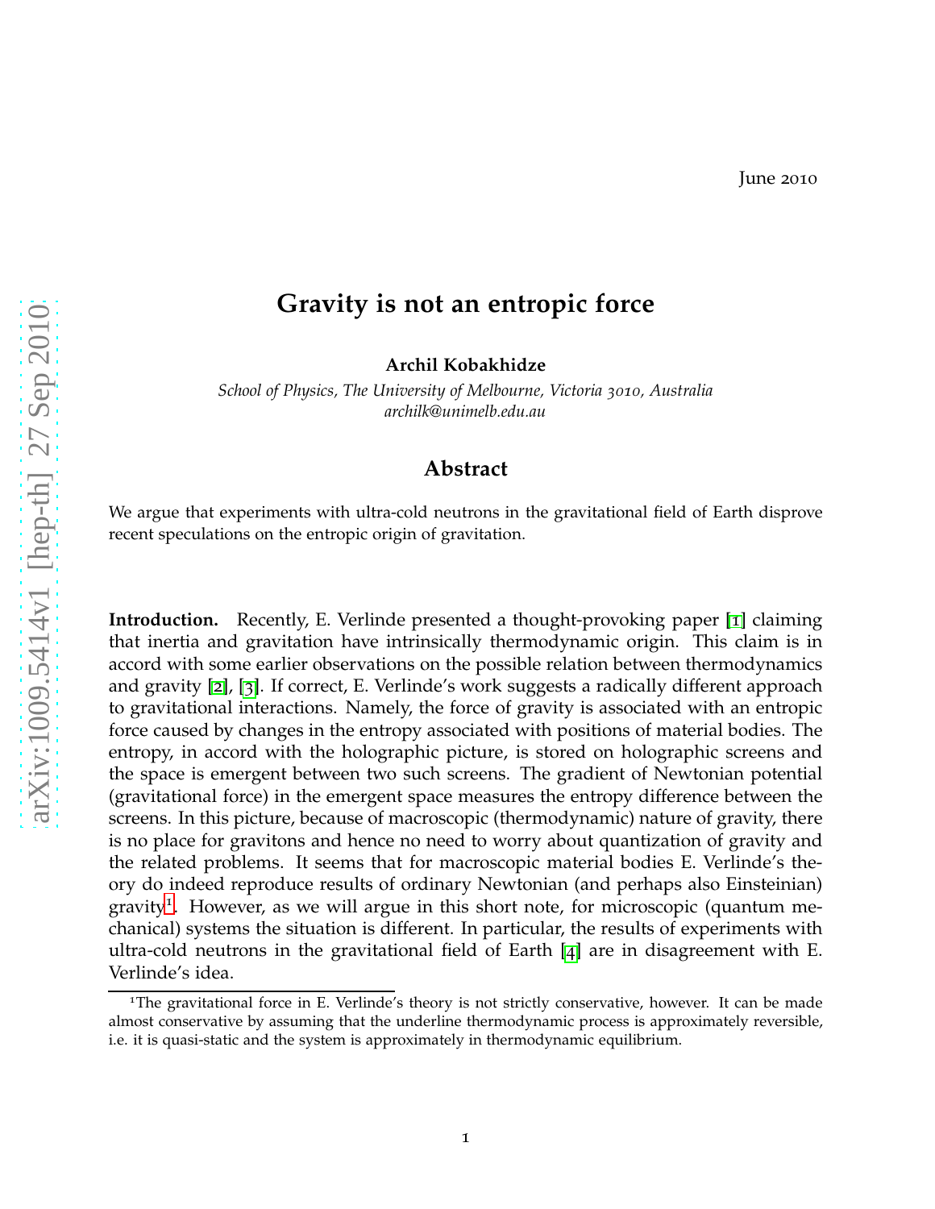June 2010

# Gravity is not an entropic force

**Archil Kobakhidze**

*School of Physics, The University of Melbourne, Victoria 3010, Australia*
*archilk@unimelb.edu.au*

## Abstract

We argue that experiments with ultra-cold neutrons in the gravitational field of Earth disprove recent speculations on the entropic origin of gravitation.

**Introduction.** Recently, E. Verlinde presented a thought-provoking paper [1] claiming that inertia and gravitation have intrinsically thermodynamic origin. This claim is in accord with some earlier observations on the possible relation between thermodynamics and gravity [2], [3]. If correct, E. Verlinde's work suggests a radically different approach to gravitational interactions. Namely, the force of gravity is associated with an entropic force caused by changes in the entropy associated with positions of material bodies. The entropy, in accord with the holographic picture, is stored on holographic screens and the space is emergent between two such screens. The gradient of Newtonian potential (gravitational force) in the emergent space measures the entropy difference between the screens. In this picture, because of macroscopic (thermodynamic) nature of gravity, there is no place for gravitons and hence no need to worry about quantization of gravity and the related problems. It seems that for macroscopic material bodies E. Verlinde's theory do indeed reproduce results of ordinary Newtonian (and perhaps also Einsteinian) gravity[1]. However, as we will argue in this short note, for microscopic (quantum mechanical) systems the situation is different. In particular, the results of experiments with ultra-cold neutrons in the gravitational field of Earth [4] are in disagreement with E. Verlinde's idea.

[1] The gravitational force in E. Verlinde's theory is not strictly conservative, however. It can be made almost conservative by assuming that the underline thermodynamic process is approximately reversible, i.e. it is quasi-static and the system is approximately in thermodynamic equilibrium.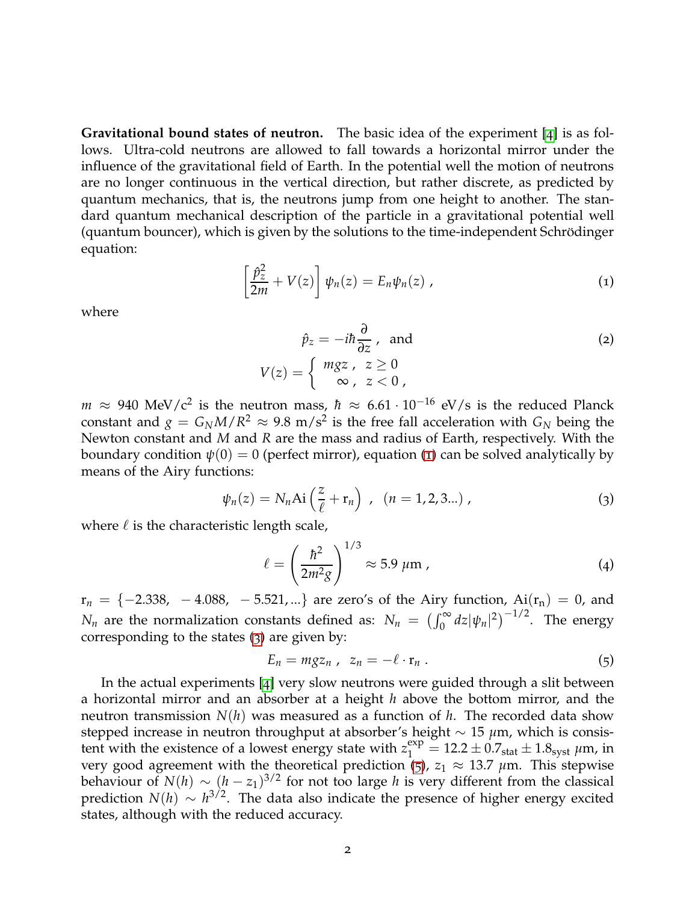**Gravitational bound states of neutron.** The basic idea of the experiment [4] is as follows. Ultra-cold neutrons are allowed to fall towards a horizontal mirror under the influence of the gravitational field of Earth. In the potential well the motion of neutrons are no longer continuous in the vertical direction, but rather discrete, as predicted by quantum mechanics, that is, the neutrons jump from one height to another. The standard quantum mechanical description of the particle in a gravitational potential well (quantum bouncer), which is given by the solutions to the time-independent Schrödinger equation:

$$\left[\frac{\hat{p}_z^2}{2m} + V(z)\right]\psi_n(z) = E_n\psi_n(z)\ , \tag{1}$$

where

$$\hat{p}_z = -i\hbar\frac{\partial}{\partial z}\ , \text{ and} \tag{2}$$
$$V(z) = \begin{cases} mgz\ , & z \geq 0 \\ \infty\ , & z < 0\ , \end{cases}$$

$m \approx 940$ MeV/c$^2$ is the neutron mass, $\hbar \approx 6.61 \cdot 10^{-16}$ eV/s is the reduced Planck constant and $g = G_N M/R^2 \approx 9.8$ m/s$^2$ is the free fall acceleration with $G_N$ being the Newton constant and $M$ and $R$ are the mass and radius of Earth, respectively. With the boundary condition $\psi(0) = 0$ (perfect mirror), equation (1) can be solved analytically by means of the Airy functions:

$$\psi_n(z) = N_n \mathrm{Ai}\left(\frac{z}{\ell} + \mathrm{r}_n\right)\ ,\ \ (n = 1, 2, 3...)\ , \tag{3}$$

where $\ell$ is the characteristic length scale,

$$\ell = \left(\frac{\hbar^2}{2m^2 g}\right)^{1/3} \approx 5.9\ \mu\mathrm{m}\ , \tag{4}$$

$\mathrm{r}_n = \{-2.338,\ -4.088,\ -5.521, ...\}$ are zero's of the Airy function, $\mathrm{Ai}(\mathrm{r_n}) = 0$, and $N_n$ are the normalization constants defined as: $N_n = \left(\int_0^\infty dz|\psi_n|^2\right)^{-1/2}$. The energy corresponding to the states (3) are given by:

$$E_n = mgz_n\ ,\ \ z_n = -\ell \cdot \mathrm{r}_n\ . \tag{5}$$

In the actual experiments [4] very slow neutrons were guided through a slit between a horizontal mirror and an absorber at a height $h$ above the bottom mirror, and the neutron transmission $N(h)$ was measured as a function of $h$. The recorded data show stepped increase in neutron throughput at absorber's height $\sim 15\ \mu$m, which is consistent with the existence of a lowest energy state with $z_1^{\mathrm{exp}} = 12.2 \pm 0.7_{\mathrm{stat}} \pm 1.8_{\mathrm{syst}}\ \mu$m, in very good agreement with the theoretical prediction (5), $z_1 \approx 13.7\ \mu$m. This stepwise behaviour of $N(h) \sim (h - z_1)^{3/2}$ for not too large $h$ is very different from the classical prediction $N(h) \sim h^{3/2}$. The data also indicate the presence of higher energy excited states, although with the reduced accuracy.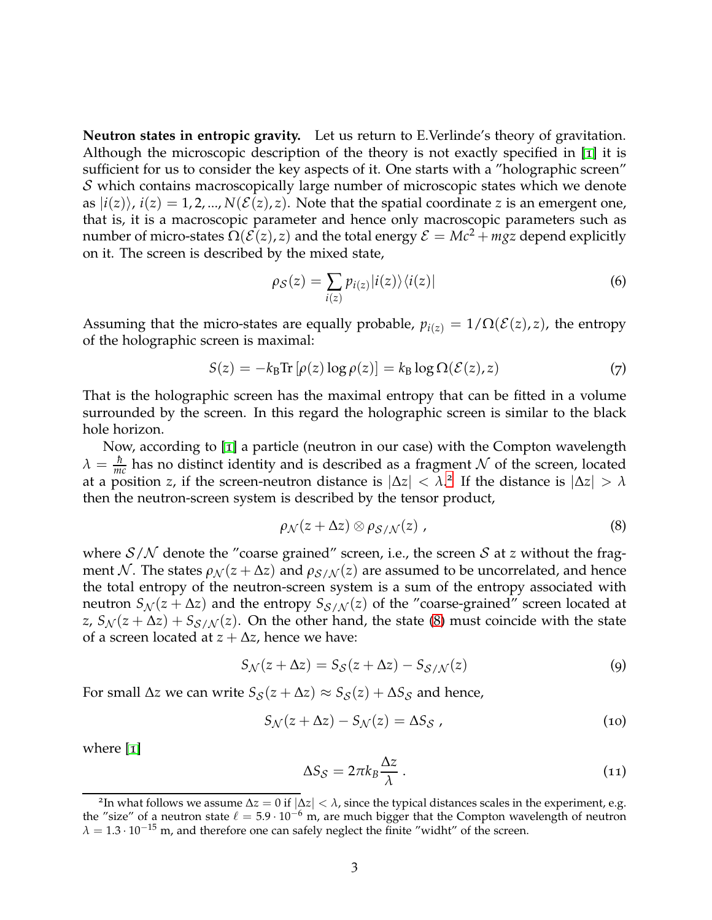**Neutron states in entropic gravity.** Let us return to E.Verlinde's theory of gravitation. Although the microscopic description of the theory is not exactly specified in [1] it is sufficient for us to consider the key aspects of it. One starts with a "holographic screen" $\mathcal{S}$ which contains macroscopically large number of microscopic states which we denote as $|i(z)\rangle$, $i(z) = 1, 2, ..., N(\mathcal{E}(z), z)$. Note that the spatial coordinate $z$ is an emergent one, that is, it is a macroscopic parameter and hence only macroscopic parameters such as number of micro-states $\Omega(\mathcal{E}(z), z)$ and the total energy $\mathcal{E} = Mc^2 + mgz$ depend explicitly on it. The screen is described by the mixed state,

$$\rho_{\mathcal{S}}(z) = \sum_{i(z)} p_{i(z)} |i(z)\rangle\langle i(z)| \tag{6}$$

Assuming that the micro-states are equally probable, $p_{i(z)} = 1/\Omega(\mathcal{E}(z), z)$, the entropy of the holographic screen is maximal:

$$S(z) = -k_{\mathrm{B}} \mathrm{Tr}\left[\rho(z) \log \rho(z)\right] = k_{\mathrm{B}} \log \Omega(\mathcal{E}(z), z) \tag{7}$$

That is the holographic screen has the maximal entropy that can be fitted in a volume surrounded by the screen. In this regard the holographic screen is similar to the black hole horizon.

Now, according to [1] a particle (neutron in our case) with the Compton wavelength $\lambda = \frac{\hbar}{mc}$ has no distinct identity and is described as a fragment $\mathcal{N}$ of the screen, located at a position $z$, if the screen-neutron distance is $|\Delta z| < \lambda$.[2] If the distance is $|\Delta z| > \lambda$ then the neutron-screen system is described by the tensor product,

$$\rho_{\mathcal{N}}(z + \Delta z) \otimes \rho_{\mathcal{S}/\mathcal{N}}(z) \ , \tag{8}$$

where $\mathcal{S}/\mathcal{N}$ denote the "coarse grained" screen, i.e., the screen $\mathcal{S}$ at $z$ without the fragment $\mathcal{N}$. The states $\rho_{\mathcal{N}}(z + \Delta z)$ and $\rho_{\mathcal{S}/\mathcal{N}}(z)$ are assumed to be uncorrelated, and hence the total entropy of the neutron-screen system is a sum of the entropy associated with neutron $S_{\mathcal{N}}(z + \Delta z)$ and the entropy $S_{\mathcal{S}/\mathcal{N}}(z)$ of the "coarse-grained" screen located at $z$, $S_{\mathcal{N}}(z + \Delta z) + S_{\mathcal{S}/\mathcal{N}}(z)$. On the other hand, the state (8) must coincide with the state of a screen located at $z + \Delta z$, hence we have:

$$S_{\mathcal{N}}(z + \Delta z) = S_{\mathcal{S}}(z + \Delta z) - S_{\mathcal{S}/\mathcal{N}}(z) \tag{9}$$

For small $\Delta z$ we can write $S_{\mathcal{S}}(z + \Delta z) \approx S_{\mathcal{S}}(z) + \Delta S_{\mathcal{S}}$ and hence,

$$S_{\mathcal{N}}(z + \Delta z) - S_{\mathcal{N}}(z) = \Delta S_{\mathcal{S}} \ , \tag{10}$$

where [1]

$$\Delta S_{\mathcal{S}} = 2\pi k_B \frac{\Delta z}{\lambda} \ . \tag{11}$$

[2] In what follows we assume $\Delta z = 0$ if $|\Delta z| < \lambda$, since the typical distances scales in the experiment, e.g. the "size" of a neutron state $\ell = 5.9 \cdot 10^{-6}$ m, are much bigger that the Compton wavelength of neutron $\lambda = 1.3 \cdot 10^{-15}$ m, and therefore one can safely neglect the finite "widht" of the screen.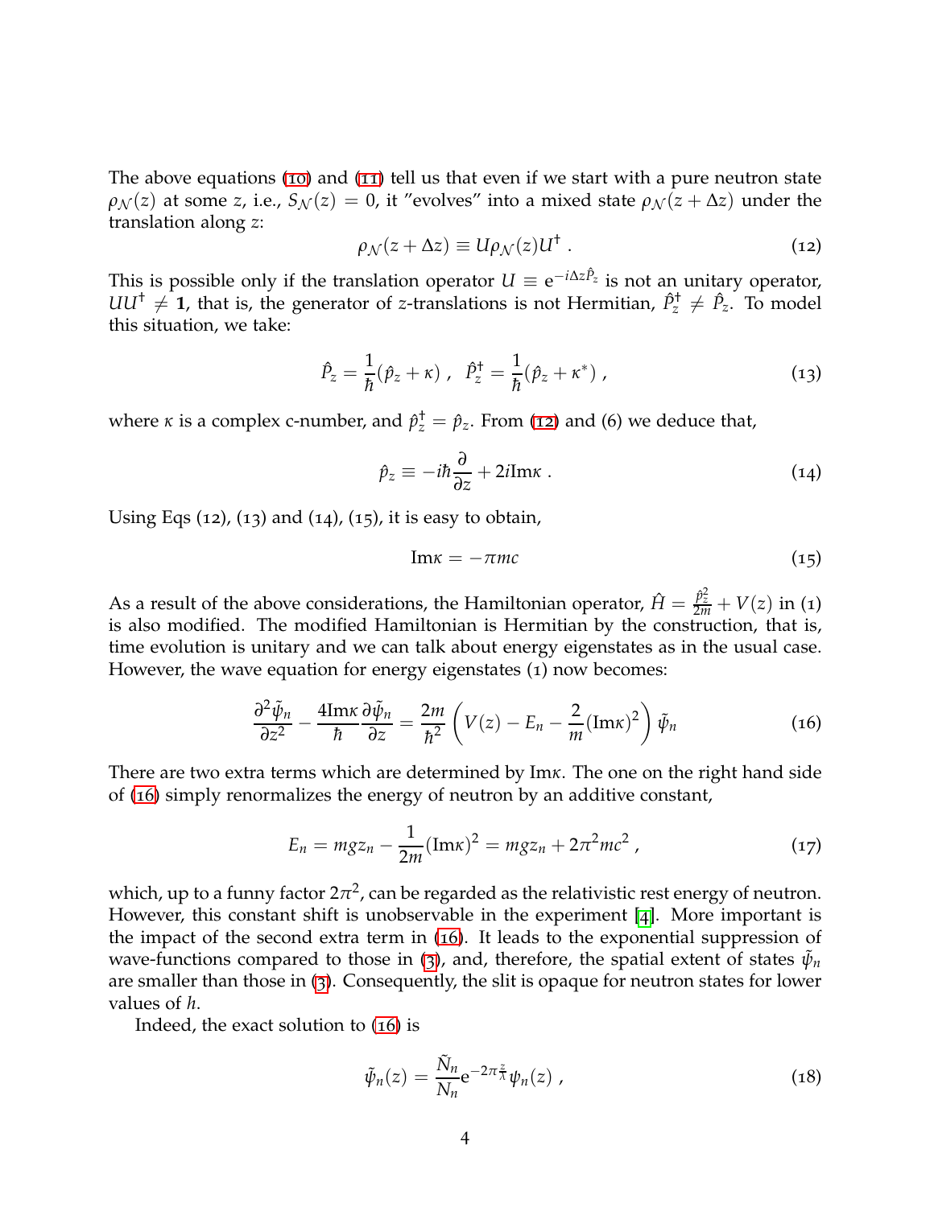The above equations (10) and (11) tell us that even if we start with a pure neutron state $\rho_{\mathcal{N}}(z)$ at some $z$, i.e., $S_{\mathcal{N}}(z) = 0$, it "evolves" into a mixed state $\rho_{\mathcal{N}}(z + \Delta z)$ under the translation along $z$:

$$\rho_{\mathcal{N}}(z + \Delta z) \equiv U \rho_{\mathcal{N}}(z) U^{\dagger} \ . \tag{12}$$

This is possible only if the translation operator $U \equiv \mathrm{e}^{-i\Delta z \hat{P}_z}$ is not an unitary operator, $UU^{\dagger} \neq \mathbf{1}$, that is, the generator of $z$-translations is not Hermitian, $\hat{P}_z^{\dagger} \neq \hat{P}_z$. To model this situation, we take:

$$\hat{P}_z = \frac{1}{\hbar}(\hat{p}_z + \kappa) \ , \ \ \hat{P}_z^{\dagger} = \frac{1}{\hbar}(\hat{p}_z + \kappa^*) \ , \tag{13}$$

where $\kappa$ is a complex c-number, and $\hat{p}_z^{\dagger} = \hat{p}_z$. From (12) and (6) we deduce that,

$$\hat{p}_z \equiv -i\hbar \frac{\partial}{\partial z} + 2i \mathrm{Im}\kappa \ . \tag{14}$$

Using Eqs (12), (13) and (14), (15), it is easy to obtain,

$$\mathrm{Im}\kappa = -\pi mc \tag{15}$$

As a result of the above considerations, the Hamiltonian operator, $\hat{H} = \frac{\hat{p}_z^2}{2m} + V(z)$ in (1) is also modified. The modified Hamiltonian is Hermitian by the construction, that is, time evolution is unitary and we can talk about energy eigenstates as in the usual case. However, the wave equation for energy eigenstates (1) now becomes:

$$\frac{\partial^2 \tilde{\psi}_n}{\partial z^2} - \frac{4\mathrm{Im}\kappa}{\hbar}\frac{\partial \tilde{\psi}_n}{\partial z} = \frac{2m}{\hbar^2}\left(V(z) - E_n - \frac{2}{m}(\mathrm{Im}\kappa)^2\right)\tilde{\psi}_n \tag{16}$$

There are two extra terms which are determined by $\mathrm{Im}\kappa$. The one on the right hand side of (16) simply renormalizes the energy of neutron by an additive constant,

$$E_n = mgz_n - \frac{1}{2m}(\mathrm{Im}\kappa)^2 = mgz_n + 2\pi^2 mc^2 \ , \tag{17}$$

which, up to a funny factor $2\pi^2$, can be regarded as the relativistic rest energy of neutron. However, this constant shift is unobservable in the experiment [4]. More important is the impact of the second extra term in (16). It leads to the exponential suppression of wave-functions compared to those in (3), and, therefore, the spatial extent of states $\tilde{\psi}_n$ are smaller than those in (3). Consequently, the slit is opaque for neutron states for lower values of $h$.

Indeed, the exact solution to (16) is

$$\tilde{\psi}_n(z) = \frac{\tilde{N}_n}{N_n}\mathrm{e}^{-2\pi\frac{z}{\lambda}}\psi_n(z) \ , \tag{18}$$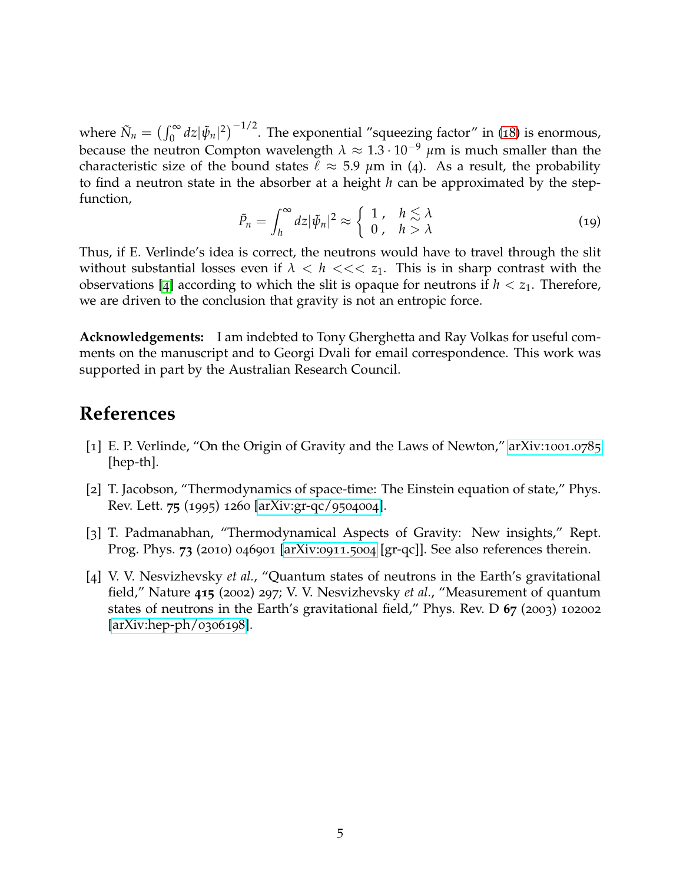where $\tilde{N}_n = \left(\int_0^\infty dz |\tilde{\psi}_n|^2\right)^{-1/2}$. The exponential "squeezing factor" in (18) is enormous, because the neutron Compton wavelength $\lambda \approx 1.3 \cdot 10^{-9}$ $\mu$m is much smaller than the characteristic size of the bound states $\ell \approx 5.9$ $\mu$m in (4). As a result, the probability to find a neutron state in the absorber at a height $h$ can be approximated by the step-function,

$$\tilde{P}_n = \int_h^\infty dz |\tilde{\psi}_n|^2 \approx \left\{ \begin{array}{ll} 1\,, & h \lesssim \lambda \\ 0\,, & h > \lambda \end{array} \right. \tag{19}$$

Thus, if E. Verlinde's idea is correct, the neutrons would have to travel through the slit without substantial losses even if $\lambda < h <<< z_1$. This is in sharp contrast with the observations [4] according to which the slit is opaque for neutrons if $h < z_1$. Therefore, we are driven to the conclusion that gravity is not an entropic force.

**Acknowledgements:** I am indebted to Tony Gherghetta and Ray Volkas for useful comments on the manuscript and to Georgi Dvali for email correspondence. This work was supported in part by the Australian Research Council.

# References

[1] E. P. Verlinde, "On the Origin of Gravity and the Laws of Newton," arXiv:1001.0785 [hep-th].

[2] T. Jacobson, "Thermodynamics of space-time: The Einstein equation of state," Phys. Rev. Lett. **75** (1995) 1260 [arXiv:gr-qc/9504004].

[3] T. Padmanabhan, "Thermodynamical Aspects of Gravity: New insights," Rept. Prog. Phys. **73** (2010) 046901 [arXiv:0911.5004 [gr-qc]]. See also references therein.

[4] V. V. Nesvizhevsky *et al.*, "Quantum states of neutrons in the Earth's gravitational field," Nature **415** (2002) 297; V. V. Nesvizhevsky *et al.*, "Measurement of quantum states of neutrons in the Earth's gravitational field," Phys. Rev. D **67** (2003) 102002 [arXiv:hep-ph/0306198].